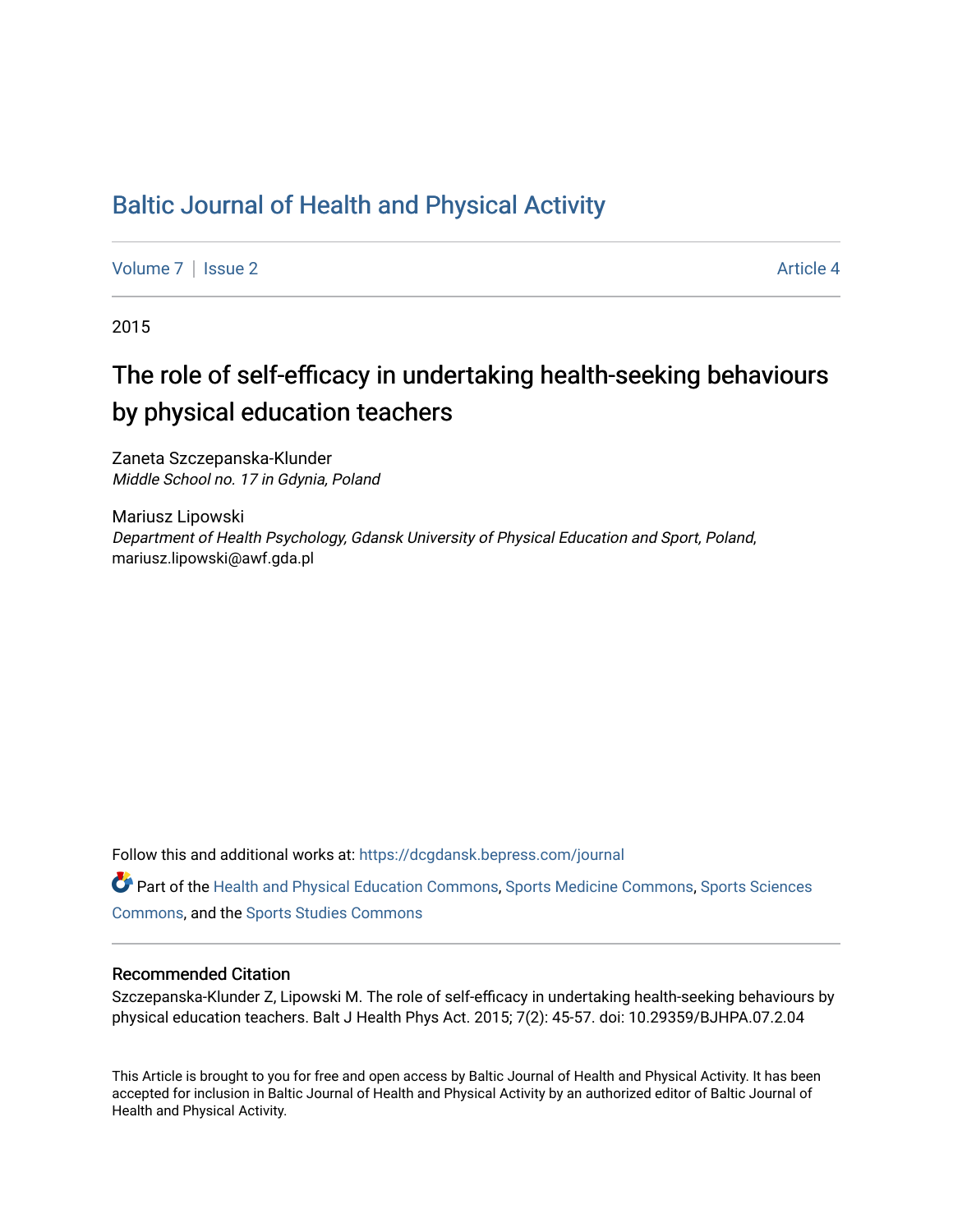# Baltic Journal of Health and Physical Activity

Volume 7 | Issue 2 Article 4

2015

## The role of self-efficacy in undertaking health-seeking behaviours by physical education teachers

Zaneta Szczepanska-Klunder
*Middle School no. 17 in Gdynia, Poland*

Mariusz Lipowski
*Department of Health Psychology, Gdansk University of Physical Education and Sport, Poland*, mariusz.lipowski@awf.gda.pl

Follow this and additional works at: https://dcgdansk.bepress.com/journal

Part of the Health and Physical Education Commons, Sports Medicine Commons, Sports Sciences Commons, and the Sports Studies Commons

### Recommended Citation

Szczepanska-Klunder Z, Lipowski M. The role of self-efficacy in undertaking health-seeking behaviours by physical education teachers. Balt J Health Phys Act. 2015; 7(2): 45-57. doi: 10.29359/BJHPA.07.2.04

This Article is brought to you for free and open access by Baltic Journal of Health and Physical Activity. It has been accepted for inclusion in Baltic Journal of Health and Physical Activity by an authorized editor of Baltic Journal of Health and Physical Activity.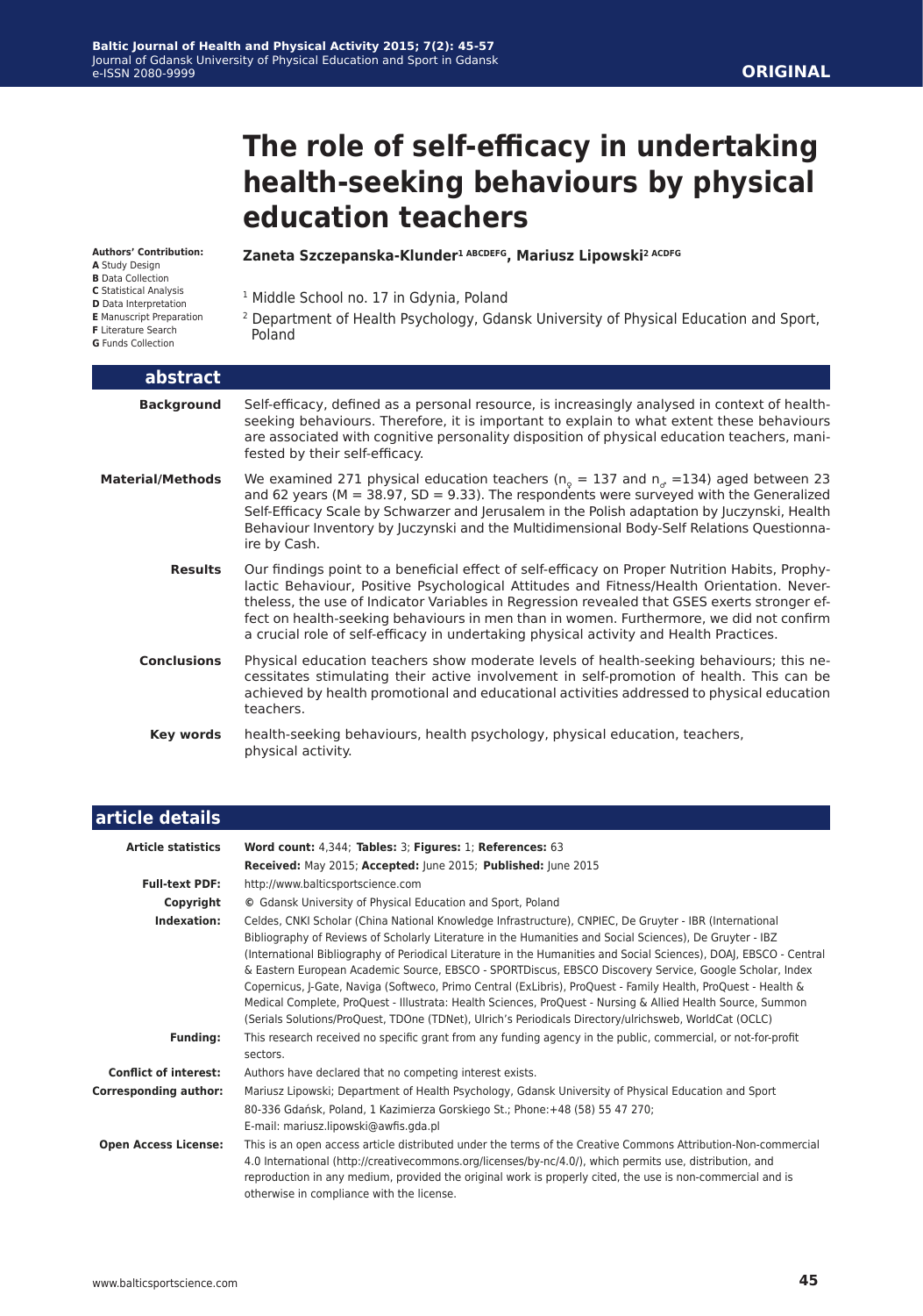# The role of self-efficacy in undertaking health-seeking behaviours by physical education teachers

**Authors' Contribution:**
**A** Study Design
**B** Data Collection
**C** Statistical Analysis
**D** Data Interpretation
**E** Manuscript Preparation
**F** Literature Search
**G** Funds Collection

**Zaneta Szczepanska-Klunder[1 ABCDEFG], Mariusz Lipowski[2 ACDFG]**

[1] Middle School no. 17 in Gdynia, Poland

[2] Department of Health Psychology, Gdansk University of Physical Education and Sport, Poland

## abstract

**Background**

Self-efficacy, defined as a personal resource, is increasingly analysed in context of health-seeking behaviours. Therefore, it is important to explain to what extent these behaviours are associated with cognitive personality disposition of physical education teachers, manifested by their self-efficacy.

**Material/Methods**

We examined 271 physical education teachers ($n_♀ = 137$ and $n_♂ = 134$) aged between 23 and 62 years (M = 38.97, SD = 9.33). The respondents were surveyed with the Generalized Self-Efficacy Scale by Schwarzer and Jerusalem in the Polish adaptation by Juczynski, Health Behaviour Inventory by Juczynski and the Multidimensional Body-Self Relations Questionnaire by Cash.

**Results**

Our findings point to a beneficial effect of self-efficacy on Proper Nutrition Habits, Prophylactic Behaviour, Positive Psychological Attitudes and Fitness/Health Orientation. Nevertheless, the use of Indicator Variables in Regression revealed that GSES exerts stronger effect on health-seeking behaviours in men than in women. Furthermore, we did not confirm a crucial role of self-efficacy in undertaking physical activity and Health Practices.

**Conclusions**

Physical education teachers show moderate levels of health-seeking behaviours; this necessitates stimulating their active involvement in self-promotion of health. This can be achieved by health promotional and educational activities addressed to physical education teachers.

**Key words**

health-seeking behaviours, health psychology, physical education, teachers, physical activity.

## article details

**Article statistics**
**Word count:** 4,344; **Tables:** 3; **Figures:** 1; **References:** 63
**Received:** May 2015; **Accepted:** June 2015; **Published:** June 2015

**Full-text PDF:** http://www.balticsportscience.com

**Copyright** © Gdansk University of Physical Education and Sport, Poland

**Indexation:** Celdes, CNKI Scholar (China National Knowledge Infrastructure), CNPIEC, De Gruyter - IBR (International Bibliography of Reviews of Scholarly Literature in the Humanities and Social Sciences), De Gruyter - IBZ (International Bibliography of Periodical Literature in the Humanities and Social Sciences), DOAJ, EBSCO - Central & Eastern European Academic Source, EBSCO - SPORTDiscus, EBSCO Discovery Service, Google Scholar, Index Copernicus, J-Gate, Naviga (Softweco, Primo Central (ExLibris), ProQuest - Family Health, ProQuest - Health & Medical Complete, ProQuest - Illustrata: Health Sciences, ProQuest - Nursing & Allied Health Source, Summon (Serials Solutions/ProQuest, TDOne (TDNet), Ulrich's Periodicals Directory/ulrichsweb, WorldCat (OCLC)

**Funding:** This research received no specific grant from any funding agency in the public, commercial, or not-for-profit sectors.

**Conflict of interest:** Authors have declared that no competing interest exists.

**Corresponding author:** Mariusz Lipowski; Department of Health Psychology, Gdansk University of Physical Education and Sport 80-336 Gdańsk, Poland, 1 Kazimierza Gorskiego St.; Phone:+48 (58) 55 47 270; E-mail: mariusz.lipowski@awfis.gda.pl

**Open Access License:** This is an open access article distributed under the terms of the Creative Commons Attribution-Non-commercial 4.0 International (http://creativecommons.org/licenses/by-nc/4.0/), which permits use, distribution, and reproduction in any medium, provided the original work is properly cited, the use is non-commercial and is otherwise in compliance with the license.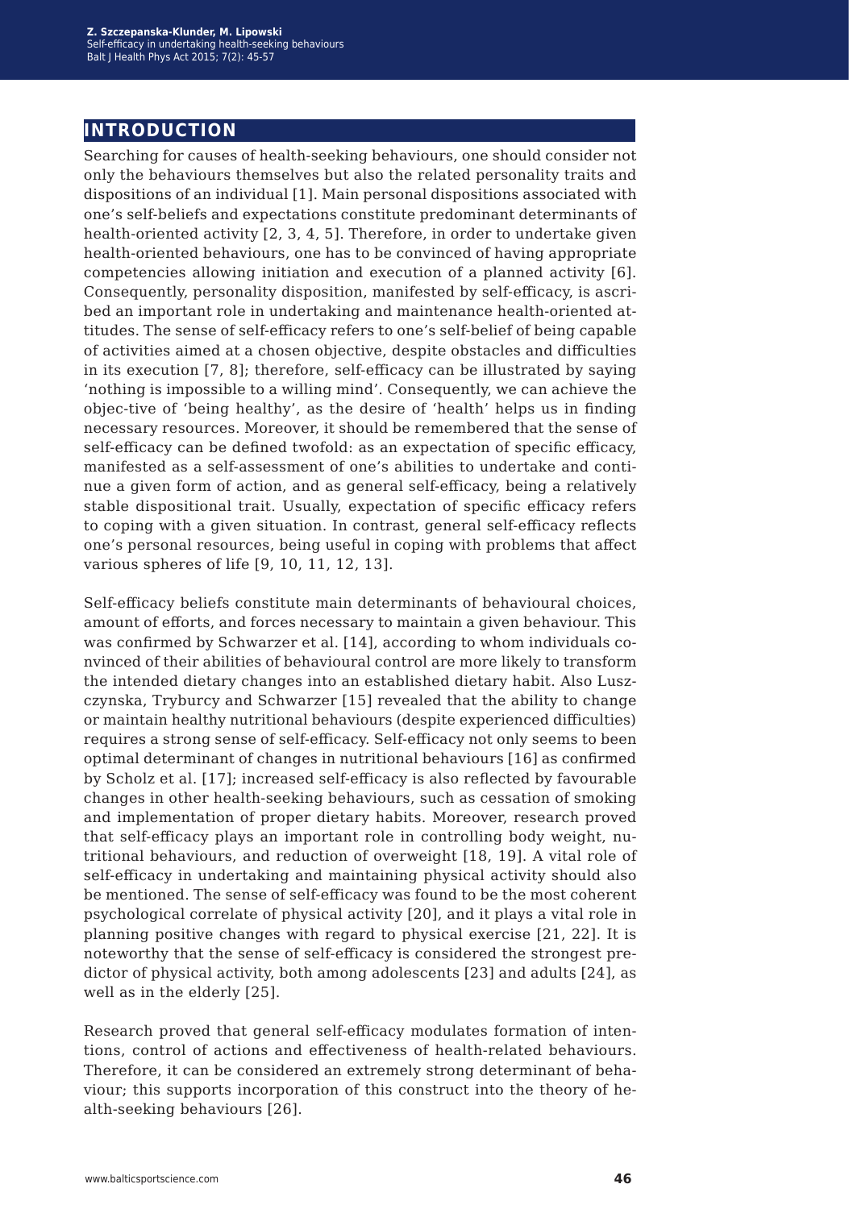## INTRODUCTION

Searching for causes of health-seeking behaviours, one should consider not only the behaviours themselves but also the related personality traits and dispositions of an individual [1]. Main personal dispositions associated with one's self-beliefs and expectations constitute predominant determinants of health-oriented activity [2, 3, 4, 5]. Therefore, in order to undertake given health-oriented behaviours, one has to be convinced of having appropriate competencies allowing initiation and execution of a planned activity [6]. Consequently, personality disposition, manifested by self-efficacy, is ascribed an important role in undertaking and maintenance health-oriented attitudes. The sense of self-efficacy refers to one's self-belief of being capable of activities aimed at a chosen objective, despite obstacles and difficulties in its execution [7, 8]; therefore, self-efficacy can be illustrated by saying 'nothing is impossible to a willing mind'. Consequently, we can achieve the objec-tive of 'being healthy', as the desire of 'health' helps us in finding necessary resources. Moreover, it should be remembered that the sense of self-efficacy can be defined twofold: as an expectation of specific efficacy, manifested as a self-assessment of one's abilities to undertake and continue a given form of action, and as general self-efficacy, being a relatively stable dispositional trait. Usually, expectation of specific efficacy refers to coping with a given situation. In contrast, general self-efficacy reflects one's personal resources, being useful in coping with problems that affect various spheres of life [9, 10, 11, 12, 13].

Self-efficacy beliefs constitute main determinants of behavioural choices, amount of efforts, and forces necessary to maintain a given behaviour. This was confirmed by Schwarzer et al. [14], according to whom individuals convinced of their abilities of behavioural control are more likely to transform the intended dietary changes into an established dietary habit. Also Luszczynska, Tryburcy and Schwarzer [15] revealed that the ability to change or maintain healthy nutritional behaviours (despite experienced difficulties) requires a strong sense of self-efficacy. Self-efficacy not only seems to been optimal determinant of changes in nutritional behaviours [16] as confirmed by Scholz et al. [17]; increased self-efficacy is also reflected by favourable changes in other health-seeking behaviours, such as cessation of smoking and implementation of proper dietary habits. Moreover, research proved that self-efficacy plays an important role in controlling body weight, nutritional behaviours, and reduction of overweight [18, 19]. A vital role of self-efficacy in undertaking and maintaining physical activity should also be mentioned. The sense of self-efficacy was found to be the most coherent psychological correlate of physical activity [20], and it plays a vital role in planning positive changes with regard to physical exercise [21, 22]. It is noteworthy that the sense of self-efficacy is considered the strongest predictor of physical activity, both among adolescents [23] and adults [24], as well as in the elderly [25].

Research proved that general self-efficacy modulates formation of intentions, control of actions and effectiveness of health-related behaviours. Therefore, it can be considered an extremely strong determinant of behaviour; this supports incorporation of this construct into the theory of health-seeking behaviours [26].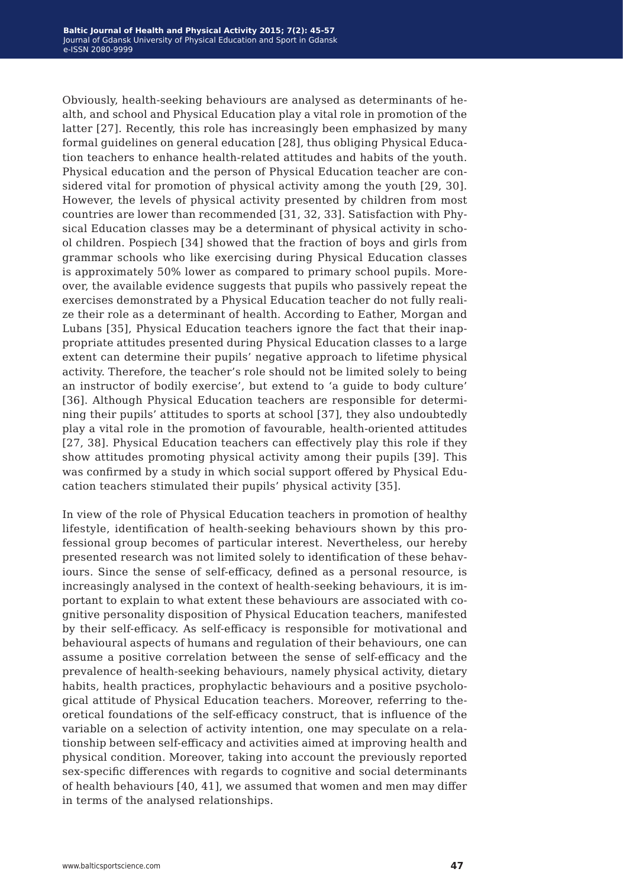Obviously, health-seeking behaviours are analysed as determinants of health, and school and Physical Education play a vital role in promotion of the latter [27]. Recently, this role has increasingly been emphasized by many formal guidelines on general education [28], thus obliging Physical Education teachers to enhance health-related attitudes and habits of the youth. Physical education and the person of Physical Education teacher are considered vital for promotion of physical activity among the youth [29, 30]. However, the levels of physical activity presented by children from most countries are lower than recommended [31, 32, 33]. Satisfaction with Physical Education classes may be a determinant of physical activity in school children. Pospiech [34] showed that the fraction of boys and girls from grammar schools who like exercising during Physical Education classes is approximately 50% lower as compared to primary school pupils. Moreover, the available evidence suggests that pupils who passively repeat the exercises demonstrated by a Physical Education teacher do not fully realize their role as a determinant of health. According to Eather, Morgan and Lubans [35], Physical Education teachers ignore the fact that their inappropriate attitudes presented during Physical Education classes to a large extent can determine their pupils' negative approach to lifetime physical activity. Therefore, the teacher's role should not be limited solely to being an instructor of bodily exercise', but extend to 'a guide to body culture' [36]. Although Physical Education teachers are responsible for determining their pupils' attitudes to sports at school [37], they also undoubtedly play a vital role in the promotion of favourable, health-oriented attitudes [27, 38]. Physical Education teachers can effectively play this role if they show attitudes promoting physical activity among their pupils [39]. This was confirmed by a study in which social support offered by Physical Education teachers stimulated their pupils' physical activity [35].

In view of the role of Physical Education teachers in promotion of healthy lifestyle, identification of health-seeking behaviours shown by this professional group becomes of particular interest. Nevertheless, our hereby presented research was not limited solely to identification of these behaviours. Since the sense of self-efficacy, defined as a personal resource, is increasingly analysed in the context of health-seeking behaviours, it is important to explain to what extent these behaviours are associated with cognitive personality disposition of Physical Education teachers, manifested by their self-efficacy. As self-efficacy is responsible for motivational and behavioural aspects of humans and regulation of their behaviours, one can assume a positive correlation between the sense of self-efficacy and the prevalence of health-seeking behaviours, namely physical activity, dietary habits, health practices, prophylactic behaviours and a positive psychological attitude of Physical Education teachers. Moreover, referring to theoretical foundations of the self-efficacy construct, that is influence of the variable on a selection of activity intention, one may speculate on a relationship between self-efficacy and activities aimed at improving health and physical condition. Moreover, taking into account the previously reported sex-specific differences with regards to cognitive and social determinants of health behaviours [40, 41], we assumed that women and men may differ in terms of the analysed relationships.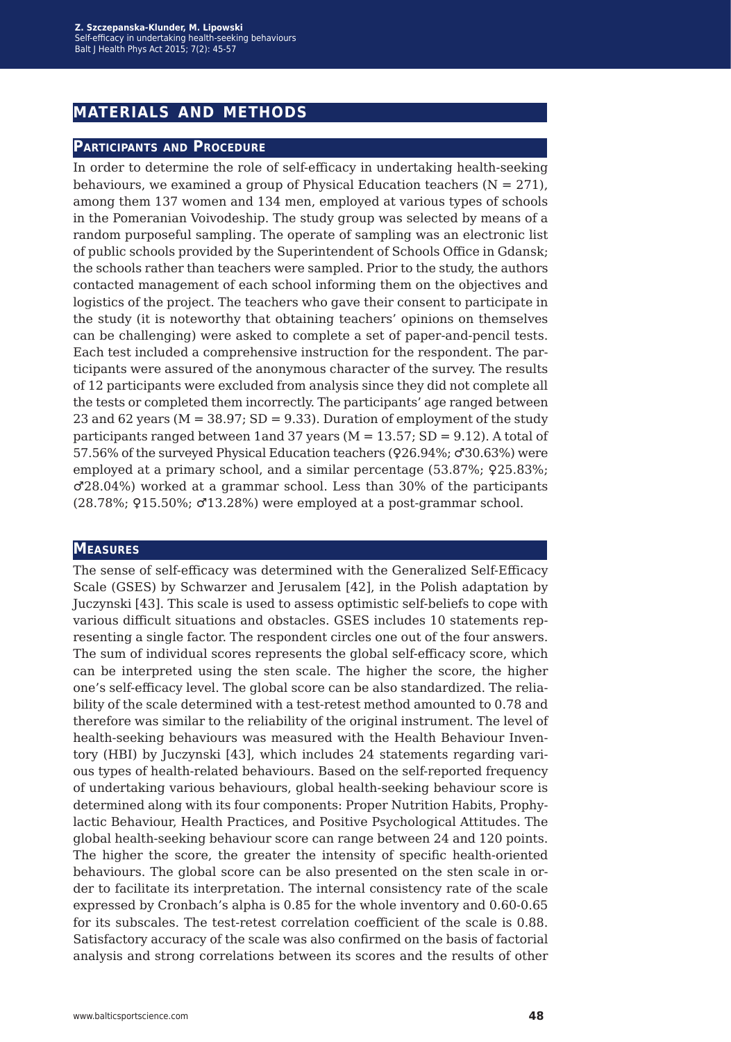## MATERIALS AND METHODS

### Participants and Procedure

In order to determine the role of self-efficacy in undertaking health-seeking behaviours, we examined a group of Physical Education teachers ($N = 271$), among them 137 women and 134 men, employed at various types of schools in the Pomeranian Voivodeship. The study group was selected by means of a random purposeful sampling. The operate of sampling was an electronic list of public schools provided by the Superintendent of Schools Office in Gdansk; the schools rather than teachers were sampled. Prior to the study, the authors contacted management of each school informing them on the objectives and logistics of the project. The teachers who gave their consent to participate in the study (it is noteworthy that obtaining teachers' opinions on themselves can be challenging) were asked to complete a set of paper-and-pencil tests. Each test included a comprehensive instruction for the respondent. The participants were assured of the anonymous character of the survey. The results of 12 participants were excluded from analysis since they did not complete all the tests or completed them incorrectly. The participants' age ranged between 23 and 62 years ($M = 38.97$; $SD = 9.33$). Duration of employment of the study participants ranged between 1and 37 years ($M = 13.57$; $SD = 9.12$). A total of 57.56% of the surveyed Physical Education teachers (♀26.94%; ♂30.63%) were employed at a primary school, and a similar percentage (53.87%; ♀25.83%; ♂28.04%) worked at a grammar school. Less than 30% of the participants (28.78%; ♀15.50%; ♂13.28%) were employed at a post-grammar school.

### Measures

The sense of self-efficacy was determined with the Generalized Self-Efficacy Scale (GSES) by Schwarzer and Jerusalem [42], in the Polish adaptation by Juczynski [43]. This scale is used to assess optimistic self-beliefs to cope with various difficult situations and obstacles. GSES includes 10 statements representing a single factor. The respondent circles one out of the four answers. The sum of individual scores represents the global self-efficacy score, which can be interpreted using the sten scale. The higher the score, the higher one's self-efficacy level. The global score can be also standardized. The reliability of the scale determined with a test-retest method amounted to 0.78 and therefore was similar to the reliability of the original instrument. The level of health-seeking behaviours was measured with the Health Behaviour Inventory (HBI) by Juczynski [43], which includes 24 statements regarding various types of health-related behaviours. Based on the self-reported frequency of undertaking various behaviours, global health-seeking behaviour score is determined along with its four components: Proper Nutrition Habits, Prophylactic Behaviour, Health Practices, and Positive Psychological Attitudes. The global health-seeking behaviour score can range between 24 and 120 points. The higher the score, the greater the intensity of specific health-oriented behaviours. The global score can be also presented on the sten scale in order to facilitate its interpretation. The internal consistency rate of the scale expressed by Cronbach's alpha is 0.85 for the whole inventory and 0.60-0.65 for its subscales. The test-retest correlation coefficient of the scale is 0.88. Satisfactory accuracy of the scale was also confirmed on the basis of factorial analysis and strong correlations between its scores and the results of other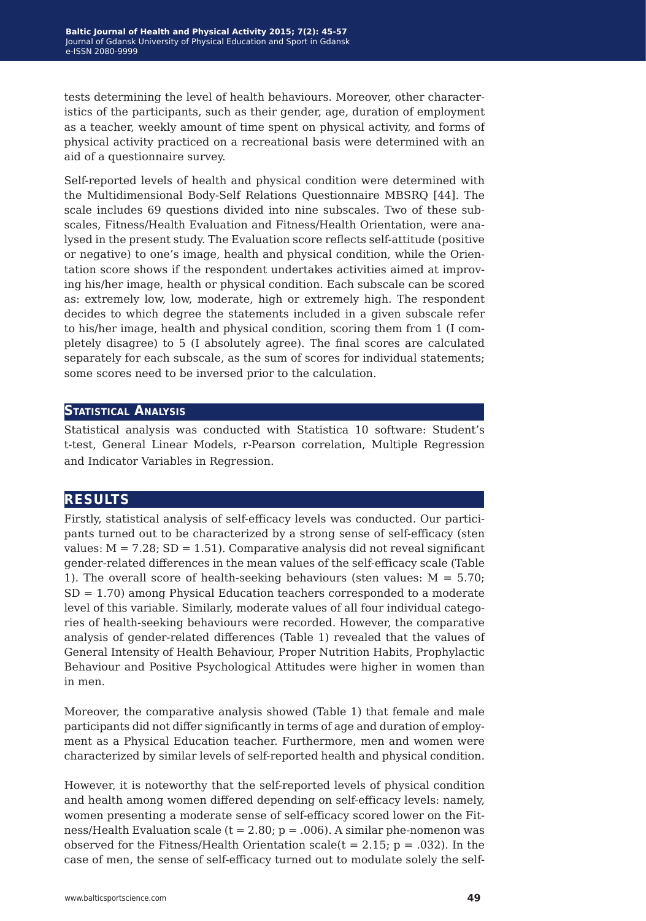tests determining the level of health behaviours. Moreover, other characteristics of the participants, such as their gender, age, duration of employment as a teacher, weekly amount of time spent on physical activity, and forms of physical activity practiced on a recreational basis were determined with an aid of a questionnaire survey.

Self-reported levels of health and physical condition were determined with the Multidimensional Body-Self Relations Questionnaire MBSRQ [44]. The scale includes 69 questions divided into nine subscales. Two of these subscales, Fitness/Health Evaluation and Fitness/Health Orientation, were analysed in the present study. The Evaluation score reflects self-attitude (positive or negative) to one's image, health and physical condition, while the Orientation score shows if the respondent undertakes activities aimed at improving his/her image, health or physical condition. Each subscale can be scored as: extremely low, low, moderate, high or extremely high. The respondent decides to which degree the statements included in a given subscale refer to his/her image, health and physical condition, scoring them from 1 (I completely disagree) to 5 (I absolutely agree). The final scores are calculated separately for each subscale, as the sum of scores for individual statements; some scores need to be inversed prior to the calculation.

### Statistical Analysis

Statistical analysis was conducted with Statistica 10 software: Student's t-test, General Linear Models, r-Pearson correlation, Multiple Regression and Indicator Variables in Regression.

## Results

Firstly, statistical analysis of self-efficacy levels was conducted. Our participants turned out to be characterized by a strong sense of self-efficacy (sten values: $M = 7.28$; $SD = 1.51$). Comparative analysis did not reveal significant gender-related differences in the mean values of the self-efficacy scale (Table 1). The overall score of health-seeking behaviours (sten values: $M = 5.70$; $SD = 1.70$) among Physical Education teachers corresponded to a moderate level of this variable. Similarly, moderate values of all four individual categories of health-seeking behaviours were recorded. However, the comparative analysis of gender-related differences (Table 1) revealed that the values of General Intensity of Health Behaviour, Proper Nutrition Habits, Prophylactic Behaviour and Positive Psychological Attitudes were higher in women than in men.

Moreover, the comparative analysis showed (Table 1) that female and male participants did not differ significantly in terms of age and duration of employment as a Physical Education teacher. Furthermore, men and women were characterized by similar levels of self-reported health and physical condition.

However, it is noteworthy that the self-reported levels of physical condition and health among women differed depending on self-efficacy levels: namely, women presenting a moderate sense of self-efficacy scored lower on the Fitness/Health Evaluation scale ($t = 2.80$; $p = .006$). A similar phe-nomenon was observed for the Fitness/Health Orientation scale($t = 2.15$; $p = .032$). In the case of men, the sense of self-efficacy turned out to modulate solely the self-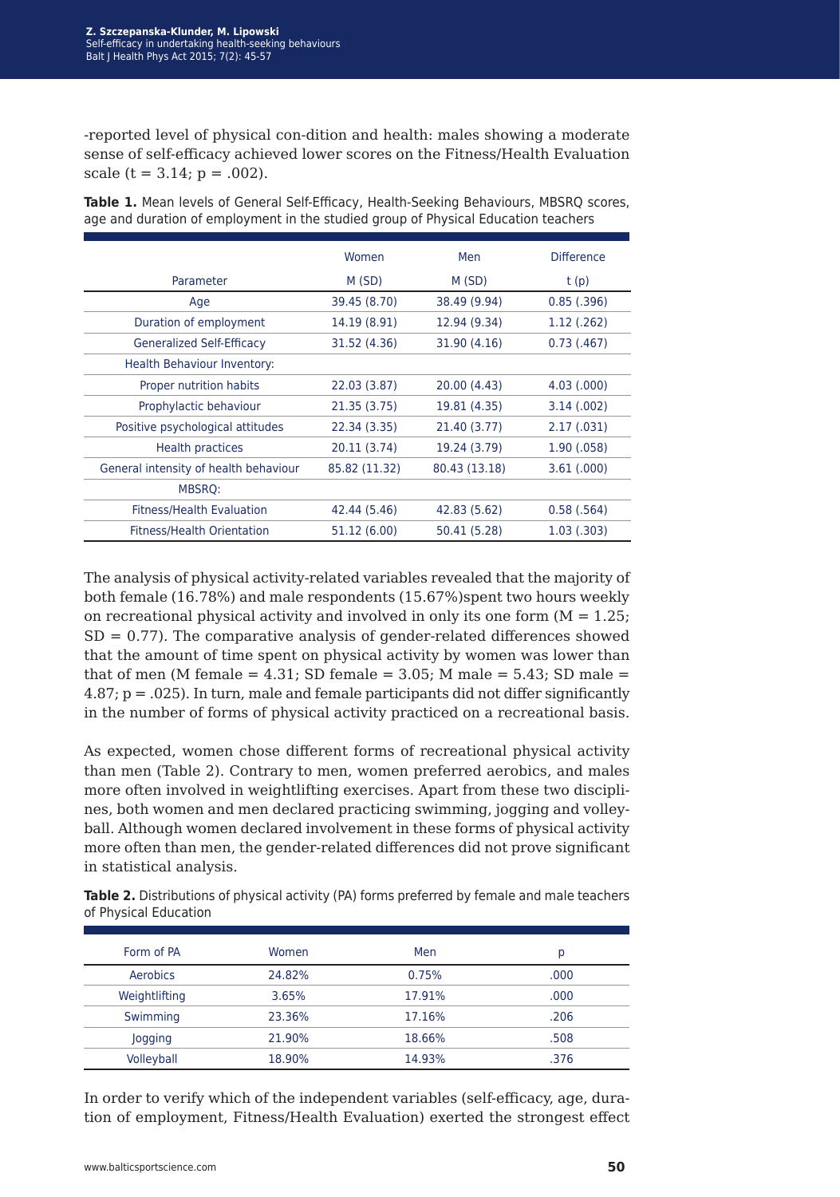-reported level of physical con-dition and health: males showing a moderate sense of self-efficacy achieved lower scores on the Fitness/Health Evaluation scale ($t = 3.14$; $p = .002$).

**Table 1.** Mean levels of General Self-Efficacy, Health-Seeking Behaviours, MBSRQ scores, age and duration of employment in the studied group of Physical Education teachers

| Parameter | Women M (SD) | Men M (SD) | Difference t (p) |
|---|---|---|---|
| Age | 39.45 (8.70) | 38.49 (9.94) | 0.85 (.396) |
| Duration of employment | 14.19 (8.91) | 12.94 (9.34) | 1.12 (.262) |
| Generalized Self-Efficacy | 31.52 (4.36) | 31.90 (4.16) | 0.73 (.467) |
| Health Behaviour Inventory: | | | |
| Proper nutrition habits | 22.03 (3.87) | 20.00 (4.43) | 4.03 (.000) |
| Prophylactic behaviour | 21.35 (3.75) | 19.81 (4.35) | 3.14 (.002) |
| Positive psychological attitudes | 22.34 (3.35) | 21.40 (3.77) | 2.17 (.031) |
| Health practices | 20.11 (3.74) | 19.24 (3.79) | 1.90 (.058) |
| General intensity of health behaviour | 85.82 (11.32) | 80.43 (13.18) | 3.61 (.000) |
| MBSRQ: | | | |
| Fitness/Health Evaluation | 42.44 (5.46) | 42.83 (5.62) | 0.58 (.564) |
| Fitness/Health Orientation | 51.12 (6.00) | 50.41 (5.28) | 1.03 (.303) |

The analysis of physical activity-related variables revealed that the majority of both female (16.78%) and male respondents (15.67%)spent two hours weekly on recreational physical activity and involved in only its one form ($M = 1.25$; $SD = 0.77$). The comparative analysis of gender-related differences showed that the amount of time spent on physical activity by women was lower than that of men ($M$ female $= 4.31$; $SD$ female $= 3.05$; $M$ male $= 5.43$; $SD$ male $= 4.87$; $p = .025$). In turn, male and female participants did not differ significantly in the number of forms of physical activity practiced on a recreational basis.

As expected, women chose different forms of recreational physical activity than men (Table 2). Contrary to men, women preferred aerobics, and males more often involved in weightlifting exercises. Apart from these two disciplines, both women and men declared practicing swimming, jogging and volleyball. Although women declared involvement in these forms of physical activity more often than men, the gender-related differences did not prove significant in statistical analysis.

**Table 2.** Distributions of physical activity (PA) forms preferred by female and male teachers of Physical Education

| Form of PA | Women | Men | p |
|---|---|---|---|
| Aerobics | 24.82% | 0.75% | .000 |
| Weightlifting | 3.65% | 17.91% | .000 |
| Swimming | 23.36% | 17.16% | .206 |
| Jogging | 21.90% | 18.66% | .508 |
| Volleyball | 18.90% | 14.93% | .376 |

In order to verify which of the independent variables (self-efficacy, age, duration of employment, Fitness/Health Evaluation) exerted the strongest effect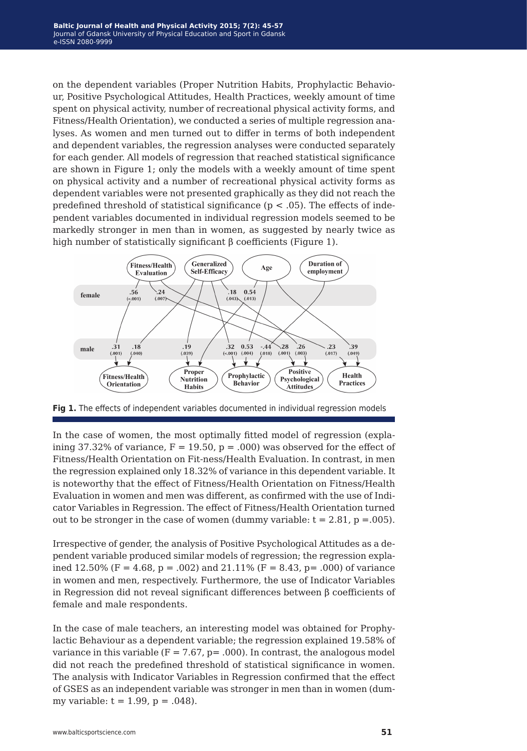on the dependent variables (Proper Nutrition Habits, Prophylactic Behaviour, Positive Psychological Attitudes, Health Practices, weekly amount of time spent on physical activity, number of recreational physical activity forms, and Fitness/Health Orientation), we conducted a series of multiple regression analyses. As women and men turned out to differ in terms of both independent and dependent variables, the regression analyses were conducted separately for each gender. All models of regression that reached statistical significance are shown in Figure 1; only the models with a weekly amount of time spent on physical activity and a number of recreational physical activity forms as dependent variables were not presented graphically as they did not reach the predefined threshold of statistical significance ($p < .05$). The effects of independent variables documented in individual regression models seemed to be markedly stronger in men than in women, as suggested by nearly twice as high number of statistically significant β coefficients (Figure 1).

**Fig 1.** The effects of independent variables documented in individual regression models

In the case of women, the most optimally fitted model of regression (explaining 37.32% of variance, $F = 19.50$, $p = .000$) was observed for the effect of Fitness/Health Orientation on Fit-ness/Health Evaluation. In contrast, in men the regression explained only 18.32% of variance in this dependent variable. It is noteworthy that the effect of Fitness/Health Orientation on Fitness/Health Evaluation in women and men was different, as confirmed with the use of Indicator Variables in Regression. The effect of Fitness/Health Orientation turned out to be stronger in the case of women (dummy variable: $t = 2.81$, $p = .005$).

Irrespective of gender, the analysis of Positive Psychological Attitudes as a dependent variable produced similar models of regression; the regression explained 12.50% ($F = 4.68$, $p = .002$) and 21.11% ($F = 8.43$, $p = .000$) of variance in women and men, respectively. Furthermore, the use of Indicator Variables in Regression did not reveal significant differences between β coefficients of female and male respondents.

In the case of male teachers, an interesting model was obtained for Prophylactic Behaviour as a dependent variable; the regression explained 19.58% of variance in this variable ($F = 7.67$, $p = .000$). In contrast, the analogous model did not reach the predefined threshold of statistical significance in women. The analysis with Indicator Variables in Regression confirmed that the effect of GSES as an independent variable was stronger in men than in women (dummy variable: $t = 1.99$, $p = .048$).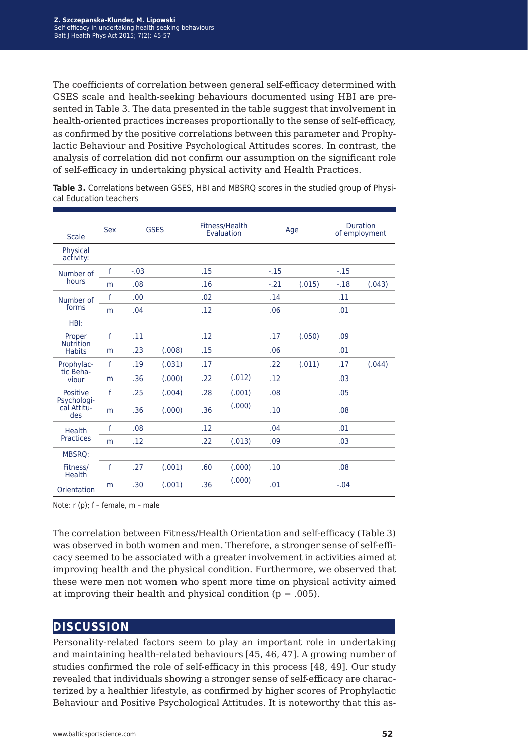The coefficients of correlation between general self-efficacy determined with GSES scale and health-seeking behaviours documented using HBI are presented in Table 3. The data presented in the table suggest that involvement in health-oriented practices increases proportionally to the sense of self-efficacy, as confirmed by the positive correlations between this parameter and Prophylactic Behaviour and Positive Psychological Attitudes scores. In contrast, the analysis of correlation did not confirm our assumption on the significant role of self-efficacy in undertaking physical activity and Health Practices.

**Table 3.** Correlations between GSES, HBI and MBSRQ scores in the studied group of Physical Education teachers

| Scale | Sex | GSES | | Fitness/Health Evaluation | | Age | | Duration of employment | |
|---|---|---|---|---|---|---|---|---|---|
| Physical activity: | | | | | | | | | |
| Number of hours | f | -.03 | | .15 | | -.15 | | -.15 | |
| | m | .08 | | .16 | | -.21 | (.015) | -.18 | (.043) |
| Number of forms | f | .00 | | .02 | | .14 | | .11 | |
| | m | .04 | | .12 | | .06 | | .01 | |
| HBI: | | | | | | | | | |
| Proper Nutrition Habits | f | .11 | | .12 | | .17 | (.050) | .09 | |
| | m | .23 | (.008) | .15 | | .06 | | .01 | |
| Prophylactic Behaviour | f | .19 | (.031) | .17 | | .22 | (.011) | .17 | (.044) |
| | m | .36 | (.000) | .22 | (.012) | .12 | | .03 | |
| Positive Psychological Attitudes | f | .25 | (.004) | .28 | (.001) | .08 | | .05 | |
| | m | .36 | (.000) | .36 | (.000) | .10 | | .08 | |
| Health Practices | f | .08 | | .12 | | .04 | | .01 | |
| | m | .12 | | .22 | (.013) | .09 | | .03 | |
| MBSRQ: | | | | | | | | | |
| Fitness/ Health Orientation | f | .27 | (.001) | .60 | (.000) | .10 | | .08 | |
| | m | .30 | (.001) | .36 | (.000) | .01 | | -.04 | |

Note: r (p); f – female, m – male

The correlation between Fitness/Health Orientation and self-efficacy (Table 3) was observed in both women and men. Therefore, a stronger sense of self-efficacy seemed to be associated with a greater involvement in activities aimed at improving health and the physical condition. Furthermore, we observed that these were men not women who spent more time on physical activity aimed at improving their health and physical condition ($p = .005$).

## DISCUSSION

Personality-related factors seem to play an important role in undertaking and maintaining health-related behaviours [45, 46, 47]. A growing number of studies confirmed the role of self-efficacy in this process [48, 49]. Our study revealed that individuals showing a stronger sense of self-efficacy are characterized by a healthier lifestyle, as confirmed by higher scores of Prophylactic Behaviour and Positive Psychological Attitudes. It is noteworthy that this as-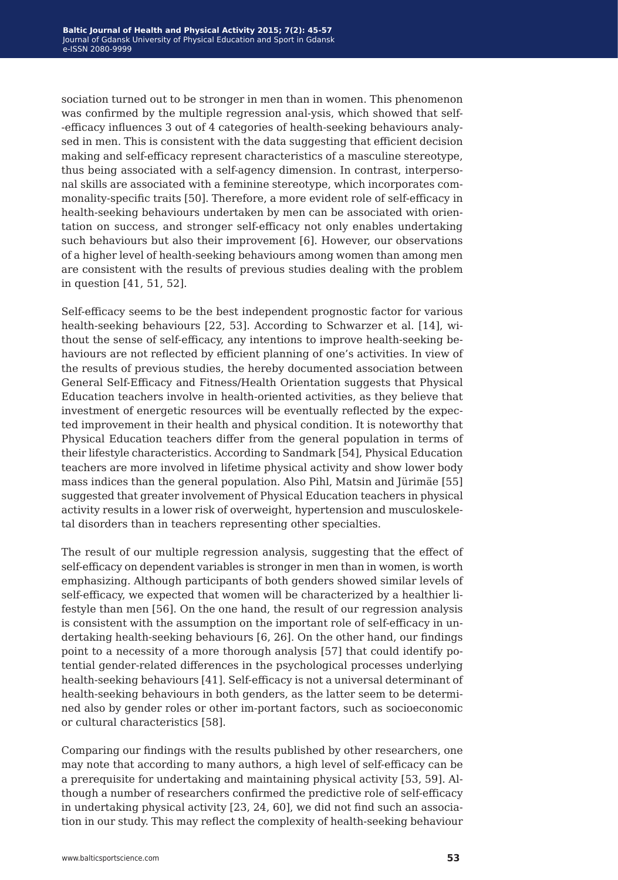sociation turned out to be stronger in men than in women. This phenomenon was confirmed by the multiple regression anal-ysis, which showed that self--efficacy influences 3 out of 4 categories of health-seeking behaviours analysed in men. This is consistent with the data suggesting that efficient decision making and self-efficacy represent characteristics of a masculine stereotype, thus being associated with a self-agency dimension. In contrast, interpersonal skills are associated with a feminine stereotype, which incorporates commonality-specific traits [50]. Therefore, a more evident role of self-efficacy in health-seeking behaviours undertaken by men can be associated with orientation on success, and stronger self-efficacy not only enables undertaking such behaviours but also their improvement [6]. However, our observations of a higher level of health-seeking behaviours among women than among men are consistent with the results of previous studies dealing with the problem in question [41, 51, 52].

Self-efficacy seems to be the best independent prognostic factor for various health-seeking behaviours [22, 53]. According to Schwarzer et al. [14], without the sense of self-efficacy, any intentions to improve health-seeking behaviours are not reflected by efficient planning of one's activities. In view of the results of previous studies, the hereby documented association between General Self-Efficacy and Fitness/Health Orientation suggests that Physical Education teachers involve in health-oriented activities, as they believe that investment of energetic resources will be eventually reflected by the expected improvement in their health and physical condition. It is noteworthy that Physical Education teachers differ from the general population in terms of their lifestyle characteristics. According to Sandmark [54], Physical Education teachers are more involved in lifetime physical activity and show lower body mass indices than the general population. Also Pihl, Matsin and Jürimäe [55] suggested that greater involvement of Physical Education teachers in physical activity results in a lower risk of overweight, hypertension and musculoskeletal disorders than in teachers representing other specialties.

The result of our multiple regression analysis, suggesting that the effect of self-efficacy on dependent variables is stronger in men than in women, is worth emphasizing. Although participants of both genders showed similar levels of self-efficacy, we expected that women will be characterized by a healthier lifestyle than men [56]. On the one hand, the result of our regression analysis is consistent with the assumption on the important role of self-efficacy in undertaking health-seeking behaviours [6, 26]. On the other hand, our findings point to a necessity of a more thorough analysis [57] that could identify potential gender-related differences in the psychological processes underlying health-seeking behaviours [41]. Self-efficacy is not a universal determinant of health-seeking behaviours in both genders, as the latter seem to be determined also by gender roles or other im-portant factors, such as socioeconomic or cultural characteristics [58].

Comparing our findings with the results published by other researchers, one may note that according to many authors, a high level of self-efficacy can be a prerequisite for undertaking and maintaining physical activity [53, 59]. Although a number of researchers confirmed the predictive role of self-efficacy in undertaking physical activity [23, 24, 60], we did not find such an association in our study. This may reflect the complexity of health-seeking behaviour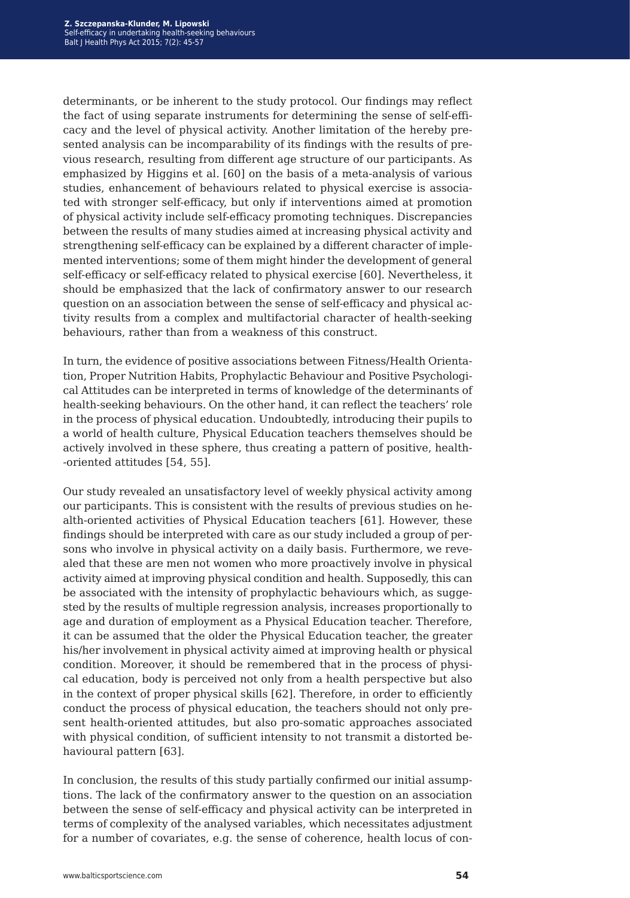determinants, or be inherent to the study protocol. Our findings may reflect the fact of using separate instruments for determining the sense of self-efficacy and the level of physical activity. Another limitation of the hereby presented analysis can be incomparability of its findings with the results of previous research, resulting from different age structure of our participants. As emphasized by Higgins et al. [60] on the basis of a meta-analysis of various studies, enhancement of behaviours related to physical exercise is associated with stronger self-efficacy, but only if interventions aimed at promotion of physical activity include self-efficacy promoting techniques. Discrepancies between the results of many studies aimed at increasing physical activity and strengthening self-efficacy can be explained by a different character of implemented interventions; some of them might hinder the development of general self-efficacy or self-efficacy related to physical exercise [60]. Nevertheless, it should be emphasized that the lack of confirmatory answer to our research question on an association between the sense of self-efficacy and physical activity results from a complex and multifactorial character of health-seeking behaviours, rather than from a weakness of this construct.

In turn, the evidence of positive associations between Fitness/Health Orientation, Proper Nutrition Habits, Prophylactic Behaviour and Positive Psychological Attitudes can be interpreted in terms of knowledge of the determinants of health-seeking behaviours. On the other hand, it can reflect the teachers' role in the process of physical education. Undoubtedly, introducing their pupils to a world of health culture, Physical Education teachers themselves should be actively involved in these sphere, thus creating a pattern of positive, health-oriented attitudes [54, 55].

Our study revealed an unsatisfactory level of weekly physical activity among our participants. This is consistent with the results of previous studies on health-oriented activities of Physical Education teachers [61]. However, these findings should be interpreted with care as our study included a group of persons who involve in physical activity on a daily basis. Furthermore, we revealed that these are men not women who more proactively involve in physical activity aimed at improving physical condition and health. Supposedly, this can be associated with the intensity of prophylactic behaviours which, as suggested by the results of multiple regression analysis, increases proportionally to age and duration of employment as a Physical Education teacher. Therefore, it can be assumed that the older the Physical Education teacher, the greater his/her involvement in physical activity aimed at improving health or physical condition. Moreover, it should be remembered that in the process of physical education, body is perceived not only from a health perspective but also in the context of proper physical skills [62]. Therefore, in order to efficiently conduct the process of physical education, the teachers should not only present health-oriented attitudes, but also pro-somatic approaches associated with physical condition, of sufficient intensity to not transmit a distorted behavioural pattern [63].

In conclusion, the results of this study partially confirmed our initial assumptions. The lack of the confirmatory answer to the question on an association between the sense of self-efficacy and physical activity can be interpreted in terms of complexity of the analysed variables, which necessitates adjustment for a number of covariates, e.g. the sense of coherence, health locus of con-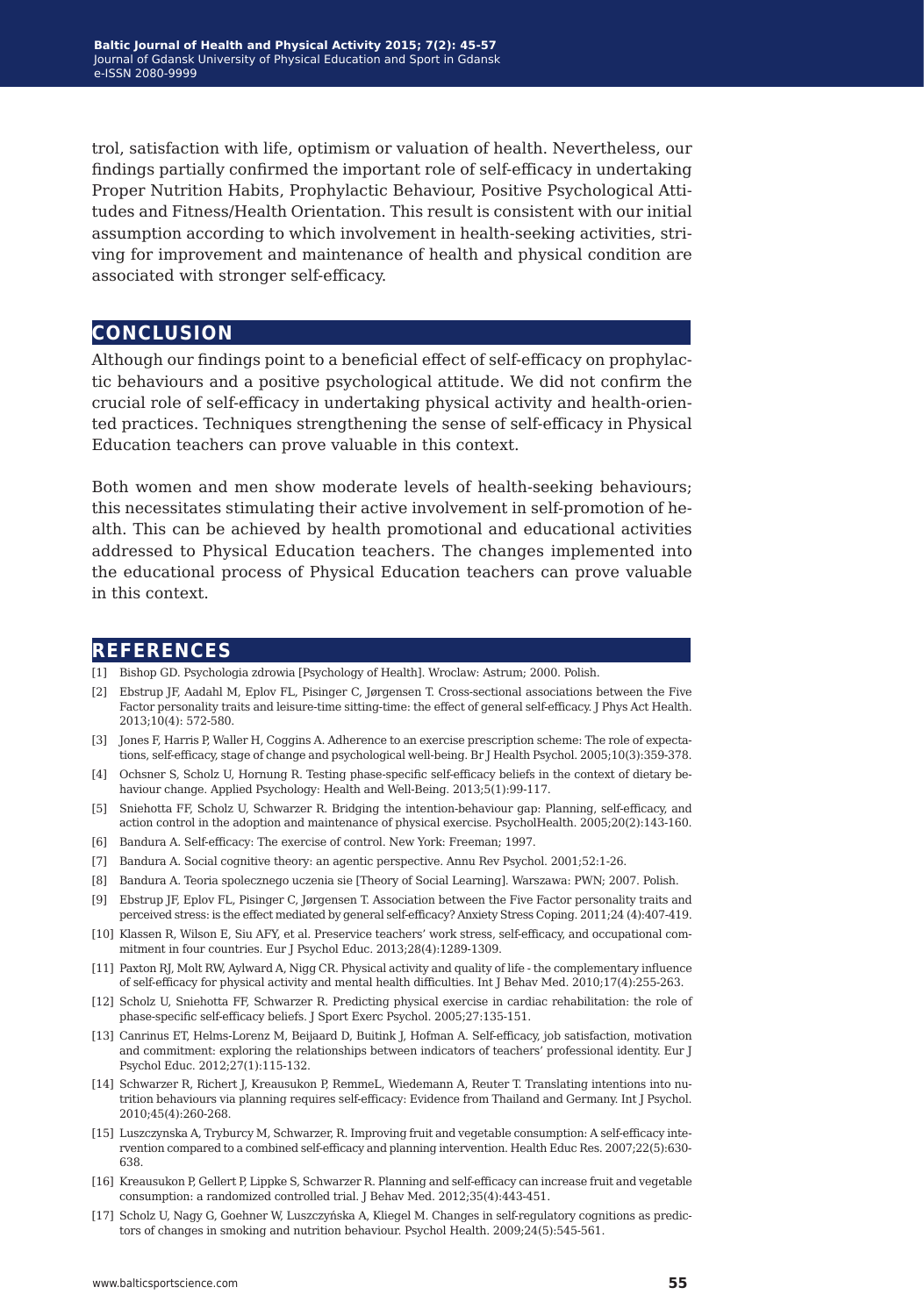trol, satisfaction with life, optimism or valuation of health. Nevertheless, our findings partially confirmed the important role of self-efficacy in undertaking Proper Nutrition Habits, Prophylactic Behaviour, Positive Psychological Attitudes and Fitness/Health Orientation. This result is consistent with our initial assumption according to which involvement in health-seeking activities, striving for improvement and maintenance of health and physical condition are associated with stronger self-efficacy.

## CONCLUSION

Although our findings point to a beneficial effect of self-efficacy on prophylactic behaviours and a positive psychological attitude. We did not confirm the crucial role of self-efficacy in undertaking physical activity and health-oriented practices. Techniques strengthening the sense of self-efficacy in Physical Education teachers can prove valuable in this context.

Both women and men show moderate levels of health-seeking behaviours; this necessitates stimulating their active involvement in self-promotion of health. This can be achieved by health promotional and educational activities addressed to Physical Education teachers. The changes implemented into the educational process of Physical Education teachers can prove valuable in this context.

## REFERENCES

[1] Bishop GD. Psychologia zdrowia [Psychology of Health]. Wroclaw: Astrum; 2000. Polish.

[2] Ebstrup JF, Aadahl M, Eplov FL, Pisinger C, Jørgensen T. Cross-sectional associations between the Five Factor personality traits and leisure-time sitting-time: the effect of general self-efficacy. J Phys Act Health. 2013;10(4): 572-580.

[3] Jones F, Harris P, Waller H, Coggins A. Adherence to an exercise prescription scheme: The role of expectations, self-efficacy, stage of change and psychological well-being. Br J Health Psychol. 2005;10(3):359-378.

[4] Ochsner S, Scholz U, Hornung R. Testing phase-specific self-efficacy beliefs in the context of dietary behaviour change. Applied Psychology: Health and Well-Being. 2013;5(1):99-117.

[5] Sniehotta FF, Scholz U, Schwarzer R. Bridging the intention-behaviour gap: Planning, self-efficacy, and action control in the adoption and maintenance of physical exercise. PsycholHealth. 2005;20(2):143-160.

[6] Bandura A. Self-efficacy: The exercise of control. New York: Freeman; 1997.

[7] Bandura A. Social cognitive theory: an agentic perspective. Annu Rev Psychol. 2001;52:1-26.

[8] Bandura A. Teoria spolecznego uczenia sie [Theory of Social Learning]. Warszawa: PWN; 2007. Polish.

[9] Ebstrup JF, Eplov FL, Pisinger C, Jørgensen T. Association between the Five Factor personality traits and perceived stress: is the effect mediated by general self-efficacy? Anxiety Stress Coping. 2011;24 (4):407-419.

[10] Klassen R, Wilson E, Siu AFY, et al. Preservice teachers' work stress, self-efficacy, and occupational commitment in four countries. Eur J Psychol Educ. 2013;28(4):1289-1309.

[11] Paxton RJ, Molt RW, Aylward A, Nigg CR. Physical activity and quality of life - the complementary influence of self-efficacy for physical activity and mental health difficulties. Int J Behav Med. 2010;17(4):255-263.

[12] Scholz U, Sniehotta FF, Schwarzer R. Predicting physical exercise in cardiac rehabilitation: the role of phase-specific self-efficacy beliefs. J Sport Exerc Psychol. 2005;27:135-151.

[13] Canrinus ET, Helms-Lorenz M, Beijaard D, Buitink J, Hofman A. Self-efficacy, job satisfaction, motivation and commitment: exploring the relationships between indicators of teachers' professional identity. Eur J Psychol Educ. 2012;27(1):115-132.

[14] Schwarzer R, Richert J, Kreausukon P, RemmeL, Wiedemann A, Reuter T. Translating intentions into nutrition behaviours via planning requires self-efficacy: Evidence from Thailand and Germany. Int J Psychol. 2010;45(4):260-268.

[15] Luszczynska A, Tryburcy M, Schwarzer, R. Improving fruit and vegetable consumption: A self-efficacy intervention compared to a combined self-efficacy and planning intervention. Health Educ Res. 2007;22(5):630-638.

[16] Kreausukon P, Gellert P, Lippke S, Schwarzer R. Planning and self-efficacy can increase fruit and vegetable consumption: a randomized controlled trial. J Behav Med. 2012;35(4):443-451.

[17] Scholz U, Nagy G, Goehner W, Luszczyńska A, Kliegel M. Changes in self-regulatory cognitions as predictors of changes in smoking and nutrition behaviour. Psychol Health. 2009;24(5):545-561.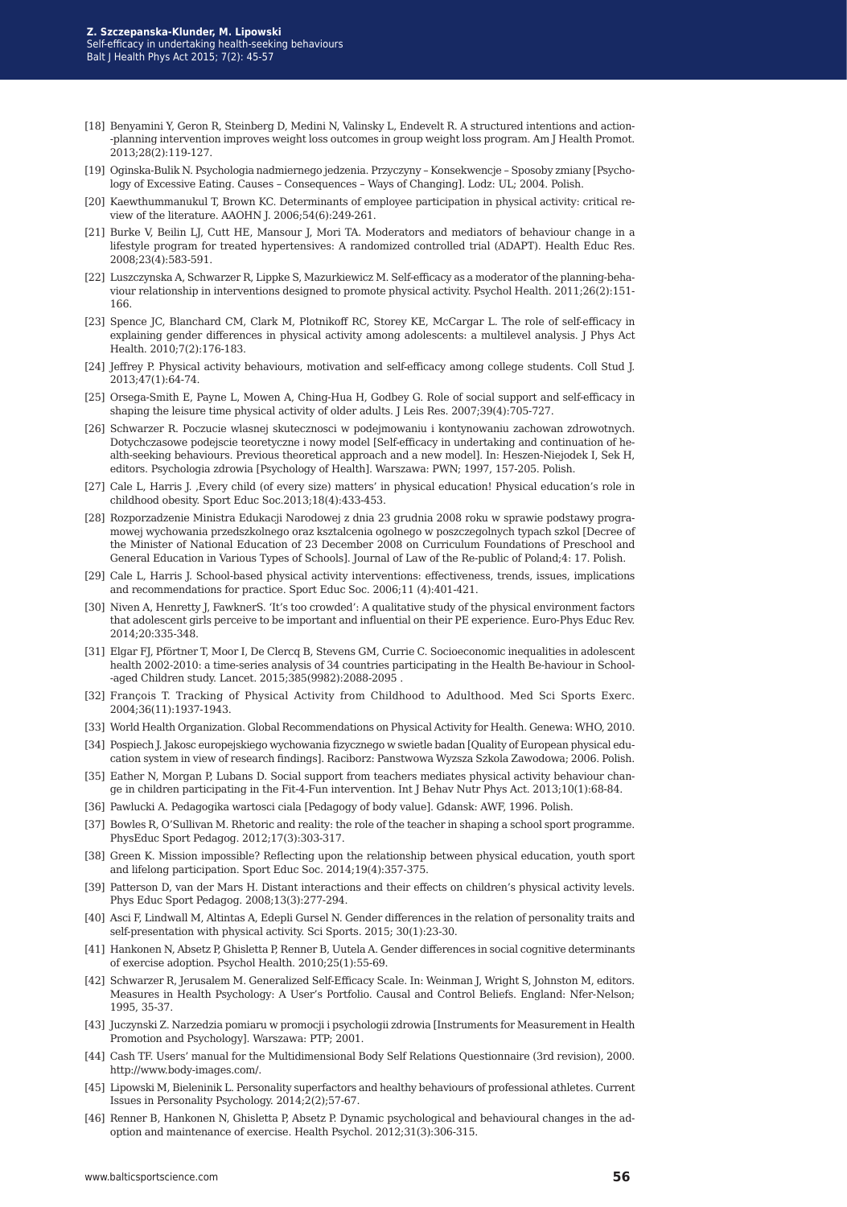[18] Benyamini Y, Geron R, Steinberg D, Medini N, Valinsky L, Endevelt R. A structured intentions and action--planning intervention improves weight loss outcomes in group weight loss program. Am J Health Promot. 2013;28(2):119-127.

[19] Oginska-Bulik N. Psychologia nadmiernego jedzenia. Przyczyny – Konsekwencje – Sposoby zmiany [Psychology of Excessive Eating. Causes – Consequences – Ways of Changing]. Lodz: UL; 2004. Polish.

[20] Kaewthummanukul T, Brown KC. Determinants of employee participation in physical activity: critical review of the literature. AAOHN J. 2006;54(6):249-261.

[21] Burke V, Beilin LJ, Cutt HE, Mansour J, Mori TA. Moderators and mediators of behaviour change in a lifestyle program for treated hypertensives: A randomized controlled trial (ADAPT). Health Educ Res. 2008;23(4):583-591.

[22] Luszczynska A, Schwarzer R, Lippke S, Mazurkiewicz M. Self-efficacy as a moderator of the planning-behaviour relationship in interventions designed to promote physical activity. Psychol Health. 2011;26(2):151-166.

[23] Spence JC, Blanchard CM, Clark M, Plotnikoff RC, Storey KE, McCargar L. The role of self-efficacy in explaining gender differences in physical activity among adolescents: a multilevel analysis. J Phys Act Health. 2010;7(2):176-183.

[24] Jeffrey P. Physical activity behaviours, motivation and self-efficacy among college students. Coll Stud J. 2013;47(1):64-74.

[25] Orsega-Smith E, Payne L, Mowen A, Ching-Hua H, Godbey G. Role of social support and self-efficacy in shaping the leisure time physical activity of older adults. J Leis Res. 2007;39(4):705-727.

[26] Schwarzer R. Poczucie wlasnej skutecznosci w podejmowaniu i kontynowaniu zachowan zdrowotnych. Dotychczasowe podejscie teoretyczne i nowy model [Self-efficacy in undertaking and continuation of health-seeking behaviours. Previous theoretical approach and a new model]. In: Heszen-Niejodek I, Sek H, editors. Psychologia zdrowia [Psychology of Health]. Warszawa: PWN; 1997, 157-205. Polish.

[27] Cale L, Harris J. ‚Every child (of every size) matters' in physical education! Physical education's role in childhood obesity. Sport Educ Soc.2013;18(4):433-453.

[28] Rozporzadzenie Ministra Edukacji Narodowej z dnia 23 grudnia 2008 roku w sprawie podstawy programowej wychowania przedszkolnego oraz ksztalcenia ogolnego w poszczegolnych typach szkol [Decree of the Minister of National Education of 23 December 2008 on Curriculum Foundations of Preschool and General Education in Various Types of Schools]. Journal of Law of the Re-public of Poland;4: 17. Polish.

[29] Cale L, Harris J. School-based physical activity interventions: effectiveness, trends, issues, implications and recommendations for practice. Sport Educ Soc. 2006;11 (4):401-421.

[30] Niven A, Henretty J, FawknerS. 'It's too crowded': A qualitative study of the physical environment factors that adolescent girls perceive to be important and influential on their PE experience. Euro-Phys Educ Rev. 2014;20:335-348.

[31] Elgar FJ, Pförtner T, Moor I, De Clercq B, Stevens GM, Currie C. Socioeconomic inequalities in adolescent health 2002-2010: a time-series analysis of 34 countries participating in the Health Be-haviour in School--aged Children study. Lancet. 2015;385(9982):2088-2095 .

[32] François T. Tracking of Physical Activity from Childhood to Adulthood. Med Sci Sports Exerc. 2004;36(11):1937-1943.

[33] World Health Organization. Global Recommendations on Physical Activity for Health. Genewa: WHO, 2010.

[34] Pospiech J. Jakosc europejskiego wychowania fizycznego w swietle badan [Quality of European physical education system in view of research findings]. Raciborz: Panstwowa Wyzsza Szkola Zawodowa; 2006. Polish.

[35] Eather N, Morgan P, Lubans D. Social support from teachers mediates physical activity behaviour change in children participating in the Fit-4-Fun intervention. Int J Behav Nutr Phys Act. 2013;10(1):68-84.

[36] Pawlucki A. Pedagogika wartosci ciala [Pedagogy of body value]. Gdansk: AWF, 1996. Polish.

[37] Bowles R, O'Sullivan M. Rhetoric and reality: the role of the teacher in shaping a school sport programme. PhysEduc Sport Pedagog. 2012;17(3):303-317.

[38] Green K. Mission impossible? Reflecting upon the relationship between physical education, youth sport and lifelong participation. Sport Educ Soc. 2014;19(4):357-375.

[39] Patterson D, van der Mars H. Distant interactions and their effects on children's physical activity levels. Phys Educ Sport Pedagog. 2008;13(3):277-294.

[40] Asci F, Lindwall M, Altintas A, Edepli Gursel N. Gender differences in the relation of personality traits and self-presentation with physical activity. Sci Sports. 2015; 30(1):23-30.

[41] Hankonen N, Absetz P, Ghisletta P, Renner B, Uutela A. Gender differences in social cognitive determinants of exercise adoption. Psychol Health. 2010;25(1):55-69.

[42] Schwarzer R, Jerusalem M. Generalized Self-Efficacy Scale. In: Weinman J, Wright S, Johnston M, editors. Measures in Health Psychology: A User's Portfolio. Causal and Control Beliefs. England: Nfer-Nelson; 1995, 35-37.

[43] Juczynski Z. Narzedzia pomiaru w promocji i psychologii zdrowia [Instruments for Measurement in Health Promotion and Psychology]. Warszawa: PTP; 2001.

[44] Cash TF. Users' manual for the Multidimensional Body Self Relations Questionnaire (3rd revision), 2000. http://www.body-images.com/.

[45] Lipowski M, Bieleninik L. Personality superfactors and healthy behaviours of professional athletes. Current Issues in Personality Psychology. 2014;2(2);57-67.

[46] Renner B, Hankonen N, Ghisletta P, Absetz P. Dynamic psychological and behavioural changes in the adoption and maintenance of exercise. Health Psychol. 2012;31(3):306-315.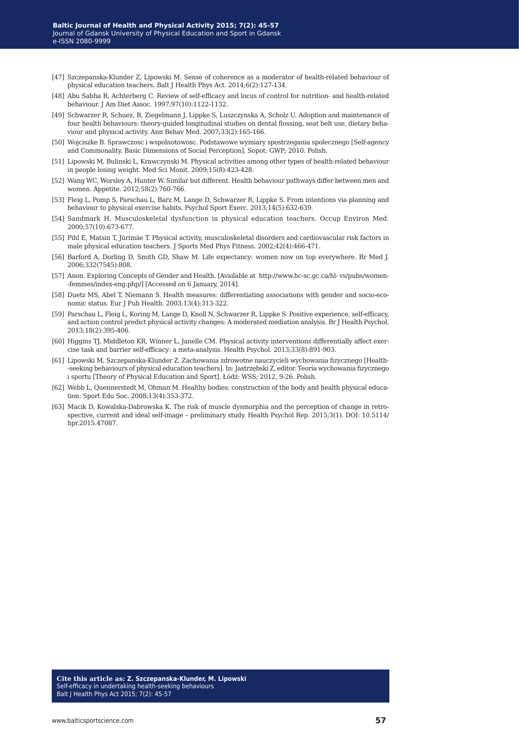[47] Szczepanska-Klunder Z, Lipowski M. Sense of coherence as a moderator of health-related behaviour of physical education teachers. Balt J Health Phys Act. 2014;6(2):127-134.

[48] Abu Sabha R, Achterberg C. Review of self-efficacy and locus of control for nutrition- and health-related behaviour. J Am Diet Assoc. 1997;97(10):1122-1132.

[49] Schwarzer R, Schuez, B, Ziegelmann J, Lippke S, Luszczynska A, Scholz U. Adoption and maintenance of four health behaviours: theory-guided longitudinal studies on dental flossing, seat belt use, dietary behaviour and physical activity. Ann Behav Med. 2007;33(2):165-166.

[50] Wojciszke B. Sprawczosc i wspolnotowosc. Podstawowe wymiary spostrzegania spolecznego [Self-agency and Commonality. Basic Dimensions of Social Perception]. Sopot: GWP; 2010. Polish.

[51] Lipowski M, Bulinski L, Krawczynski M. Physical activities among other types of health-related behaviour in people losing weight. Med Sci Monit. 2009;15(8):423-428.

[52] Wang WC, Worsley A, Hunter W. Similar but different. Health behaviour pathways differ between men and women. Appetite. 2012;58(2):760-766.

[53] Fleig L, Pomp S, Parschau L, Barz M, Lange D, Schwarzer R, Lippke S. From intentions via planning and behaviour to physical exercise habits. Psychol Sport Exerc. 2013;14(5):632-639.

[54] Sandmark H. Musculoskeletal dysfunction in physical education teachers. Occup Environ Med. 2000;57(10):673-677.

[55] Pihl E, Matsin T, Jürimäe T. Physical activity, musculoskeletal disorders and cardiovascular risk factors in male physical education teachers. J Sports Med Phys Fitness. 2002;42(4):466-471.

[56] Barford A, Dorling D, Smith GD, Shaw M. Life expectancy: women now on top everywhere. Br Med J. 2006;332(7545):808.

[57] Anon. Exploring Concepts of Gender and Health. [Available at http://www.hc-sc.gc.ca/hl- vs/pubs/women--femmes/index-eng.php/] [Accessed on 6 January, 2014].

[58] Duetz MS, Abel T, Niemann S. Health measures: differentiating associations with gender and socio-economic status. Eur J Pub Health. 2003;13(4):313-322.

[59] Parschau L, Fleig L, Koring M, Lange D, Knoll N, Schwarzer R, Lippke S. Positive experience, self-efficacy, and action control predict physical activity changes: A moderated mediation analysis. Br J Health Psychol. 2013;18(2):395-406.

[60] Higgins TJ, Middleton KR, Winner L, Janelle CM. Physical activity interventions differentially affect exercise task and barrier self-efficacy: a meta-analysis. Health Psychol. 2013;33(8):891-903.

[61] Lipowski M, Szczepanska-Klunder Z. Zachowania zdrowotne nauczycieli wychowania fizycznego [Health--seeking behaviours of physical education teachers]. In: Jastrzębski Z, editor. Teoria wychowania fizycznego i sportu [Theory of Physical Education and Sport]. Łódź: WSS; 2012, 9-26. Polish.

[62] Webb L, Quennerstedt M, Ohman M. Healthy bodies: construction of the body and health physical education. Sport Edu Soc. 2008;13(4):353-372.

[63] Macik D, Kowalska-Dabrowska K. The risk of muscle dysmorphia and the perception of change in retrospective, current and ideal self-image – preliminary study. Health Psychol Rep. 2015;3(1). DOI: 10.5114/hpr.2015.47087.

**Cite this article as: Z. Szczepanska-Klunder, M. Lipowski**
Self-efficacy in undertaking health-seeking behaviours
Balt J Health Phys Act 2015; 7(2): 45-57